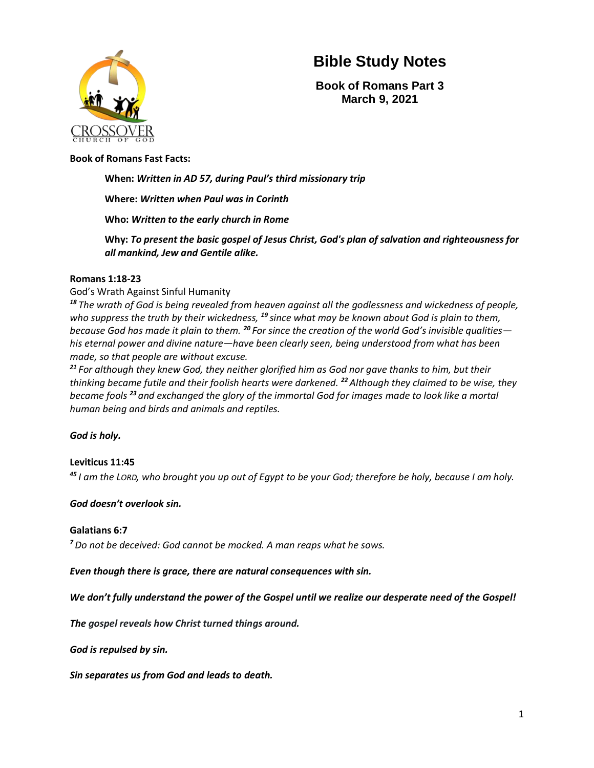# Bible Study Notes

### Book of Romans Part 3
### March 9, 2021

**Book of Romans Fast Facts:**

**When:** ***Written in AD 57, during Paul's third missionary trip***

**Where:** ***Written when Paul was in Corinth***

**Who:** ***Written to the early church in Rome***

**Why:** ***To present the basic gospel of Jesus Christ, God's plan of salvation and righteousness for all mankind, Jew and Gentile alike.***

**Romans 1:18-23**

God's Wrath Against Sinful Humanity

*[18] The wrath of God is being revealed from heaven against all the godlessness and wickedness of people, who suppress the truth by their wickedness, [19] since what may be known about God is plain to them, because God has made it plain to them. [20] For since the creation of the world God's invisible qualities—his eternal power and divine nature—have been clearly seen, being understood from what has been made, so that people are without excuse.*

*[21] For although they knew God, they neither glorified him as God nor gave thanks to him, but their thinking became futile and their foolish hearts were darkened. [22] Although they claimed to be wise, they became fools [23] and exchanged the glory of the immortal God for images made to look like a mortal human being and birds and animals and reptiles.*

***God is holy.***

**Leviticus 11:45**

*[45] I am the LORD, who brought you up out of Egypt to be your God; therefore be holy, because I am holy.*

***God doesn't overlook sin.***

**Galatians 6:7**

*[7] Do not be deceived: God cannot be mocked. A man reaps what he sows.*

***Even though there is grace, there are natural consequences with sin.***

***We don't fully understand the power of the Gospel until we realize our desperate need of the Gospel!***

***The gospel reveals how Christ turned things around.***

***God is repulsed by sin.***

***Sin separates us from God and leads to death.***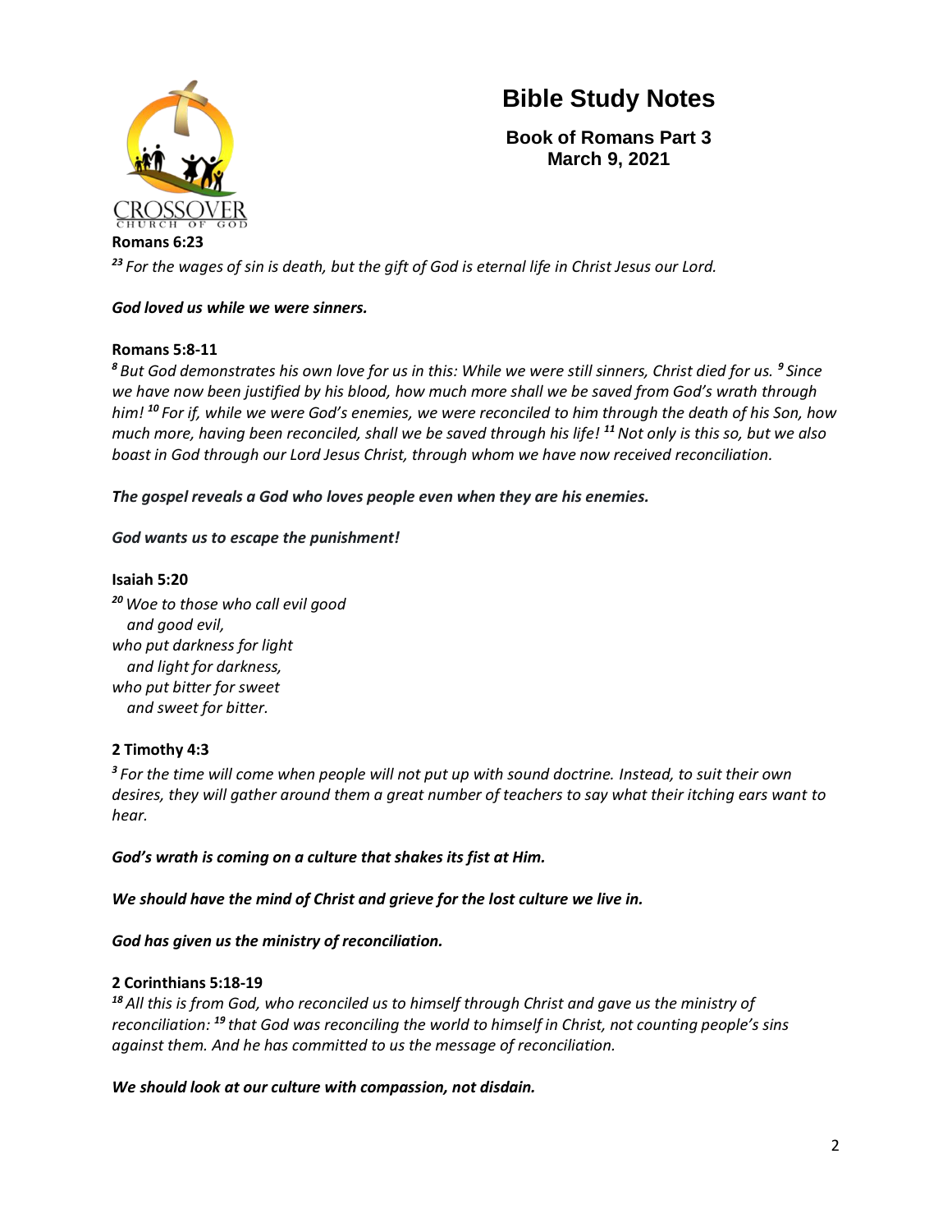# Bible Study Notes

**Book of Romans Part 3**
**March 9, 2021**

**Romans 6:23**

*[23] For the wages of sin is death, but the gift of God is eternal life in Christ Jesus our Lord.*

***God loved us while we were sinners.***

**Romans 5:8-11**

*[8] But God demonstrates his own love for us in this: While we were still sinners, Christ died for us. [9] Since we have now been justified by his blood, how much more shall we be saved from God's wrath through him! [10] For if, while we were God's enemies, we were reconciled to him through the death of his Son, how much more, having been reconciled, shall we be saved through his life! [11] Not only is this so, but we also boast in God through our Lord Jesus Christ, through whom we have now received reconciliation.*

***The gospel reveals a God who loves people even when they are his enemies.***

***God wants us to escape the punishment!***

**Isaiah 5:20**

*[20] Woe to those who call evil good*
*and good evil,*
*who put darkness for light*
*and light for darkness,*
*who put bitter for sweet*
*and sweet for bitter.*

**2 Timothy 4:3**

*[3] For the time will come when people will not put up with sound doctrine. Instead, to suit their own desires, they will gather around them a great number of teachers to say what their itching ears want to hear.*

***God's wrath is coming on a culture that shakes its fist at Him.***

***We should have the mind of Christ and grieve for the lost culture we live in.***

***God has given us the ministry of reconciliation.***

**2 Corinthians 5:18-19**

*[18] All this is from God, who reconciled us to himself through Christ and gave us the ministry of reconciliation: [19] that God was reconciling the world to himself in Christ, not counting people's sins against them. And he has committed to us the message of reconciliation.*

***We should look at our culture with compassion, not disdain.***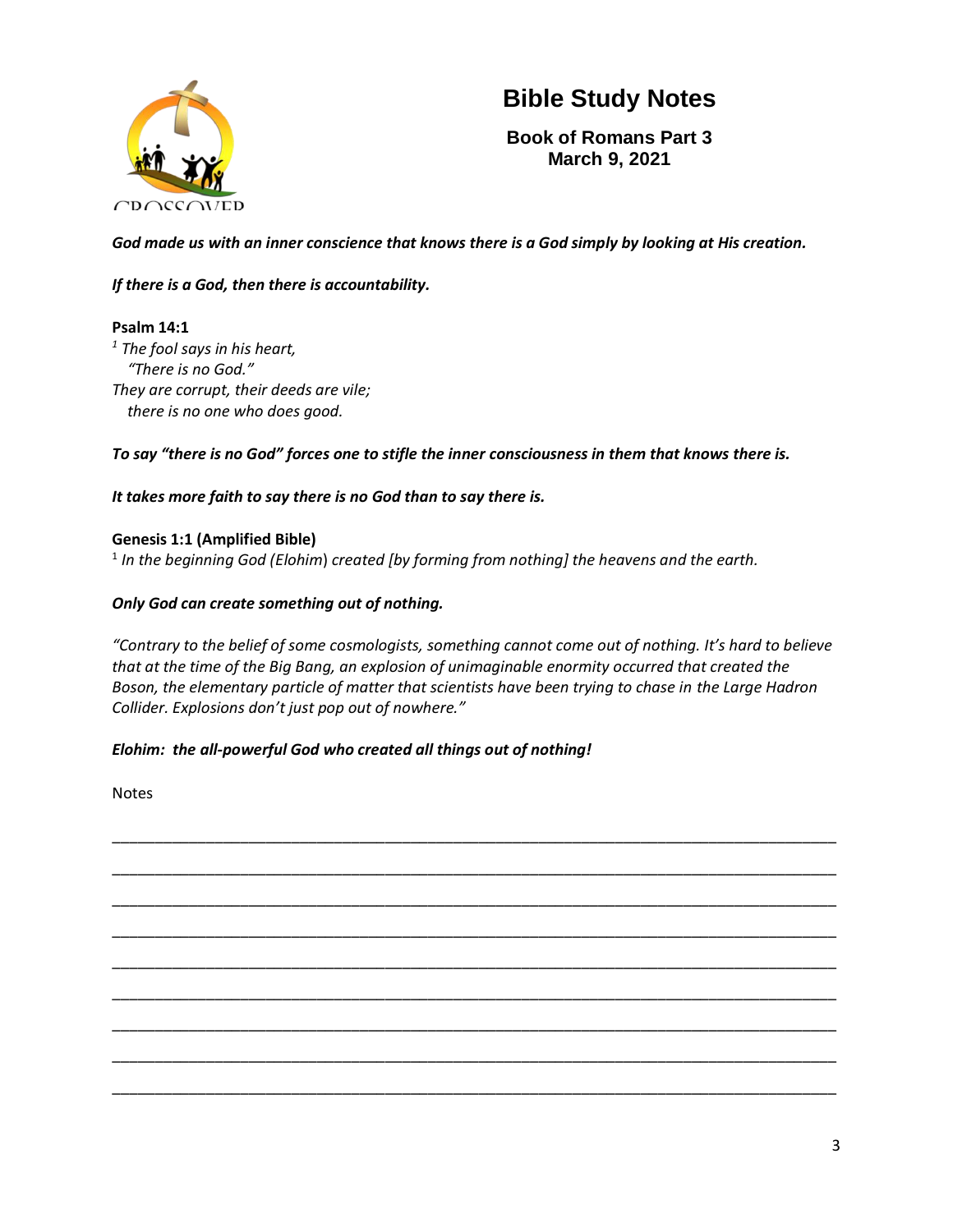# Bible Study Notes

**Book of Romans Part 3**
**March 9, 2021**

***God made us with an inner conscience that knows there is a God simply by looking at His creation.***

***If there is a God, then there is accountability.***

**Psalm 14:1**

[1] *The fool says in his heart,*
*"There is no God."*
*They are corrupt, their deeds are vile;*
*there is no one who does good.*

***To say "there is no God" forces one to stifle the inner consciousness in them that knows there is.***

***It takes more faith to say there is no God than to say there is.***

**Genesis 1:1 (Amplified Bible)**

[1] *In the beginning God (Elohim) created [by forming from nothing] the heavens and the earth.*

***Only God can create something out of nothing.***

*"Contrary to the belief of some cosmologists, something cannot come out of nothing. It's hard to believe that at the time of the Big Bang, an explosion of unimaginable enormity occurred that created the Boson, the elementary particle of matter that scientists have been trying to chase in the Large Hadron Collider. Explosions don't just pop out of nowhere."*

***Elohim: the all-powerful God who created all things out of nothing!***

Notes

___________________________________________________________________________

___________________________________________________________________________

___________________________________________________________________________

___________________________________________________________________________

___________________________________________________________________________

___________________________________________________________________________

___________________________________________________________________________

___________________________________________________________________________

___________________________________________________________________________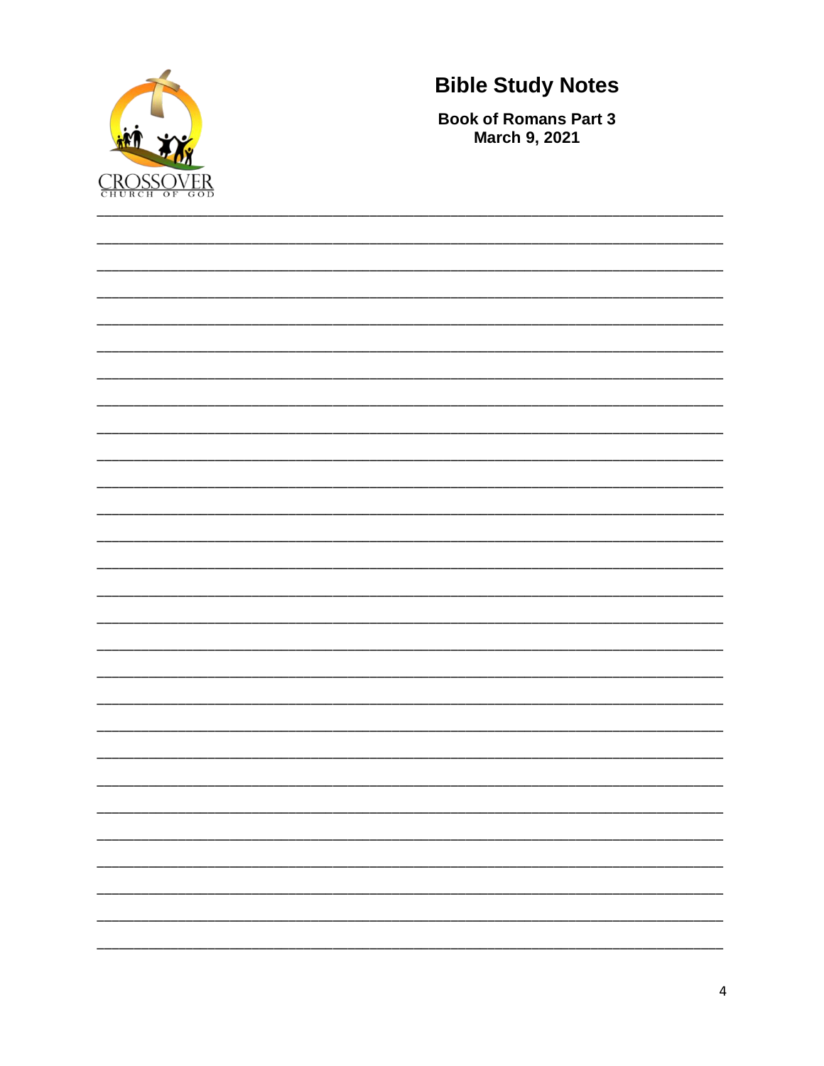# Bible Study Notes

**Book of Romans Part 3**
**March 9, 2021**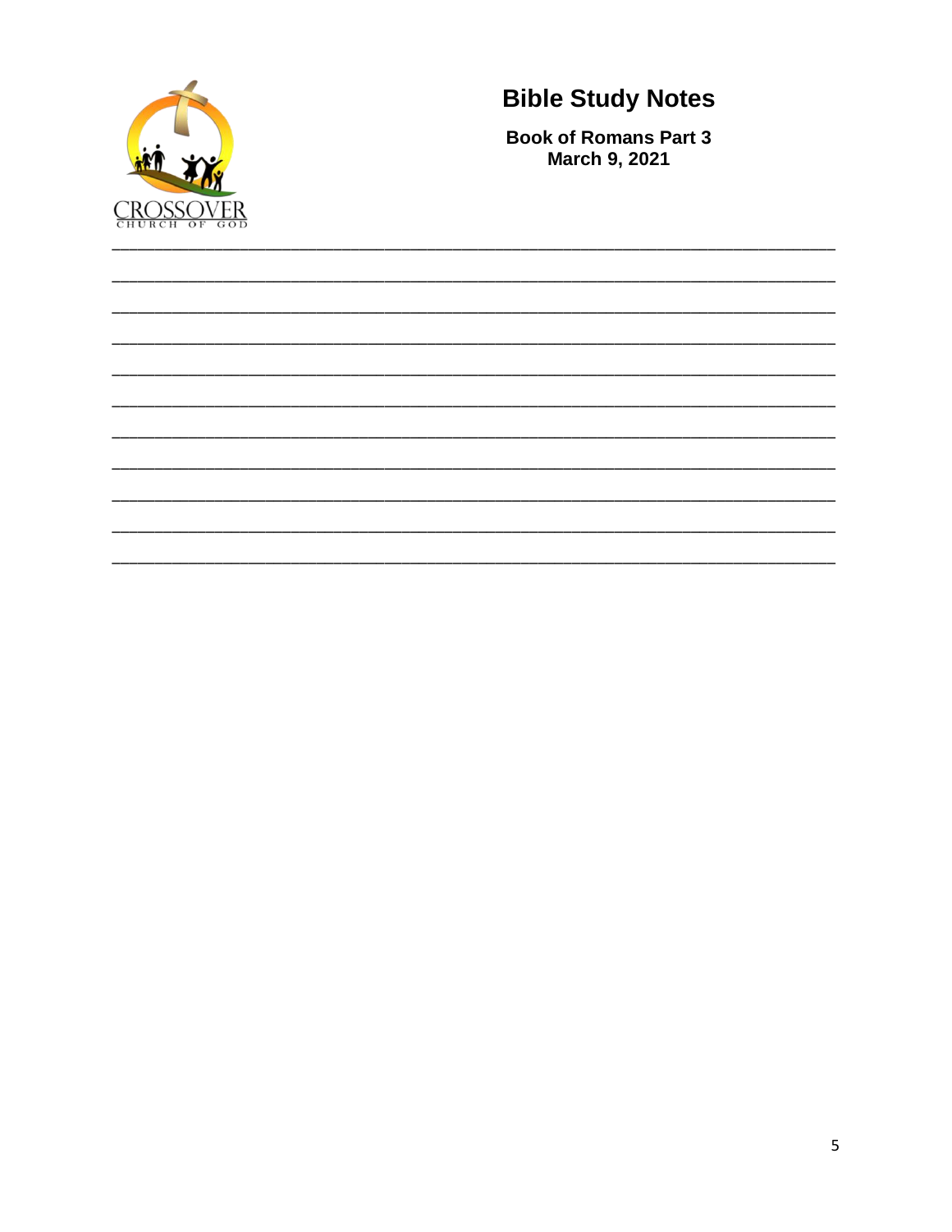# Bible Study Notes

**Book of Romans Part 3**
**March 9, 2021**

CROSSOVER
CHURCH OF GOD

___________________________________________________________________________

___________________________________________________________________________

___________________________________________________________________________

___________________________________________________________________________

___________________________________________________________________________

___________________________________________________________________________

___________________________________________________________________________

___________________________________________________________________________

___________________________________________________________________________

___________________________________________________________________________

___________________________________________________________________________